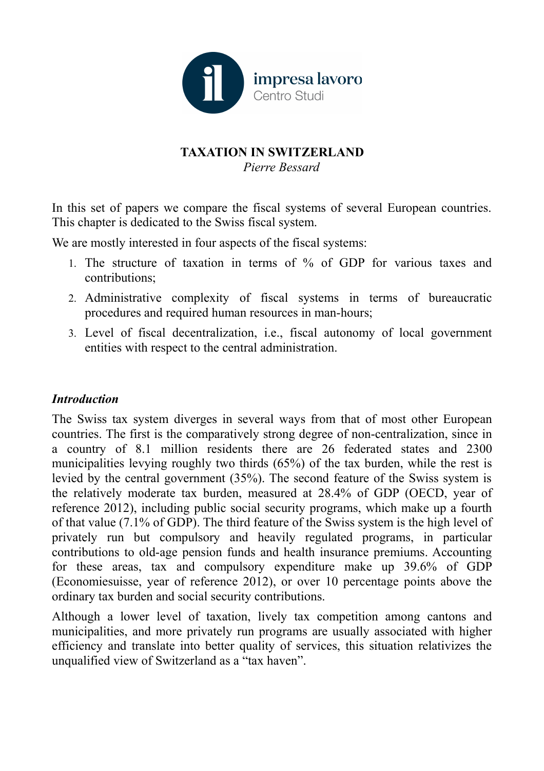**TAXATION IN SWITZERLAND**

*Pierre Bessard*

In this set of papers we compare the fiscal systems of several European countries. This chapter is dedicated to the Swiss fiscal system.

We are mostly interested in four aspects of the fiscal systems:

1. The structure of taxation in terms of % of GDP for various taxes and contributions;
2. Administrative complexity of fiscal systems in terms of bureaucratic procedures and required human resources in man-hours;
3. Level of fiscal decentralization, i.e., fiscal autonomy of local government entities with respect to the central administration.

### *Introduction*

The Swiss tax system diverges in several ways from that of most other European countries. The first is the comparatively strong degree of non-centralization, since in a country of 8.1 million residents there are 26 federated states and 2300 municipalities levying roughly two thirds (65%) of the tax burden, while the rest is levied by the central government (35%). The second feature of the Swiss system is the relatively moderate tax burden, measured at 28.4% of GDP (OECD, year of reference 2012), including public social security programs, which make up a fourth of that value (7.1% of GDP). The third feature of the Swiss system is the high level of privately run but compulsory and heavily regulated programs, in particular contributions to old-age pension funds and health insurance premiums. Accounting for these areas, tax and compulsory expenditure make up 39.6% of GDP (Economiesuisse, year of reference 2012), or over 10 percentage points above the ordinary tax burden and social security contributions.

Although a lower level of taxation, lively tax competition among cantons and municipalities, and more privately run programs are usually associated with higher efficiency and translate into better quality of services, this situation relativizes the unqualified view of Switzerland as a "tax haven".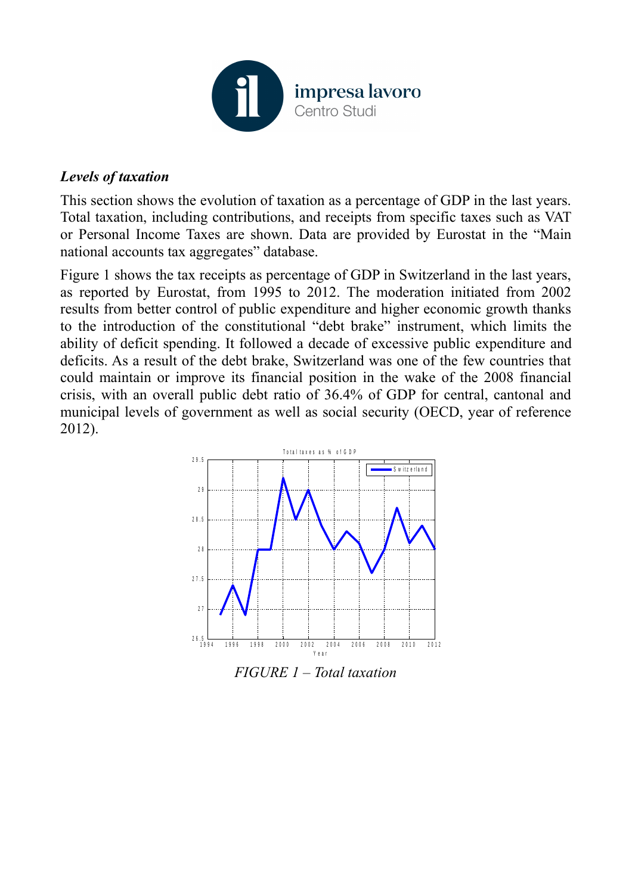## *Levels of taxation*

This section shows the evolution of taxation as a percentage of GDP in the last years. Total taxation, including contributions, and receipts from specific taxes such as VAT or Personal Income Taxes are shown. Data are provided by Eurostat in the "Main national accounts tax aggregates" database.

Figure 1 shows the tax receipts as percentage of GDP in Switzerland in the last years, as reported by Eurostat, from 1995 to 2012. The moderation initiated from 2002 results from better control of public expenditure and higher economic growth thanks to the introduction of the constitutional "debt brake" instrument, which limits the ability of deficit spending. It followed a decade of excessive public expenditure and deficits. As a result of the debt brake, Switzerland was one of the few countries that could maintain or improve its financial position in the wake of the 2008 financial crisis, with an overall public debt ratio of 36.4% of GDP for central, cantonal and municipal levels of government as well as social security (OECD, year of reference 2012).

*FIGURE 1 – Total taxation*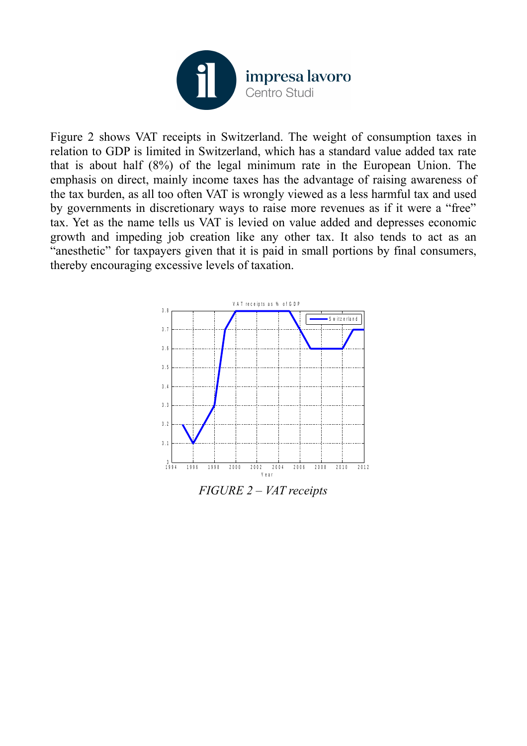Figure 2 shows VAT receipts in Switzerland. The weight of consumption taxes in relation to GDP is limited in Switzerland, which has a standard value added tax rate that is about half (8%) of the legal minimum rate in the European Union. The emphasis on direct, mainly income taxes has the advantage of raising awareness of the tax burden, as all too often VAT is wrongly viewed as a less harmful tax and used by governments in discretionary ways to raise more revenues as if it were a "free" tax. Yet as the name tells us VAT is levied on value added and depresses economic growth and impeding job creation like any other tax. It also tends to act as an "anesthetic" for taxpayers given that it is paid in small portions by final consumers, thereby encouraging excessive levels of taxation.

*FIGURE 2 – VAT receipts*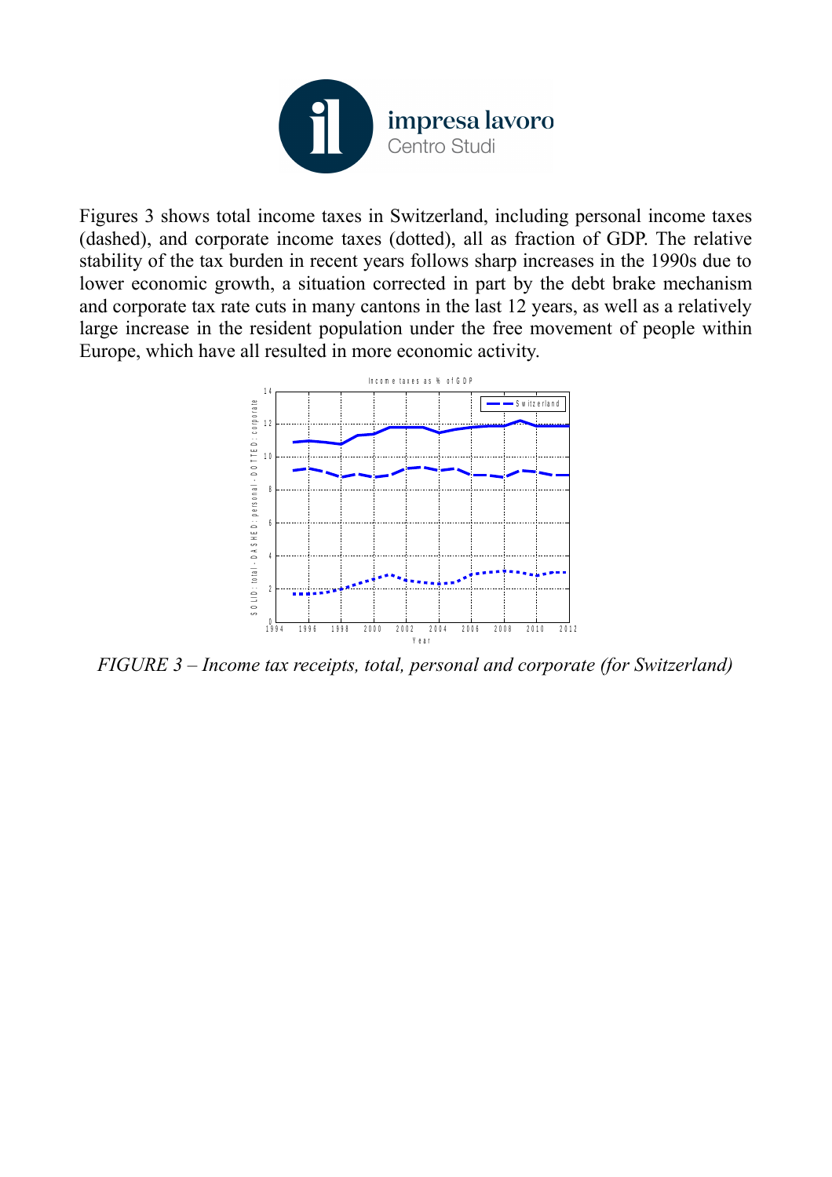Figures 3 shows total income taxes in Switzerland, including personal income taxes (dashed), and corporate income taxes (dotted), all as fraction of GDP. The relative stability of the tax burden in recent years follows sharp increases in the 1990s due to lower economic growth, a situation corrected in part by the debt brake mechanism and corporate tax rate cuts in many cantons in the last 12 years, as well as a relatively large increase in the resident population under the free movement of people within Europe, which have all resulted in more economic activity.

*FIGURE 3 – Income tax receipts, total, personal and corporate (for Switzerland)*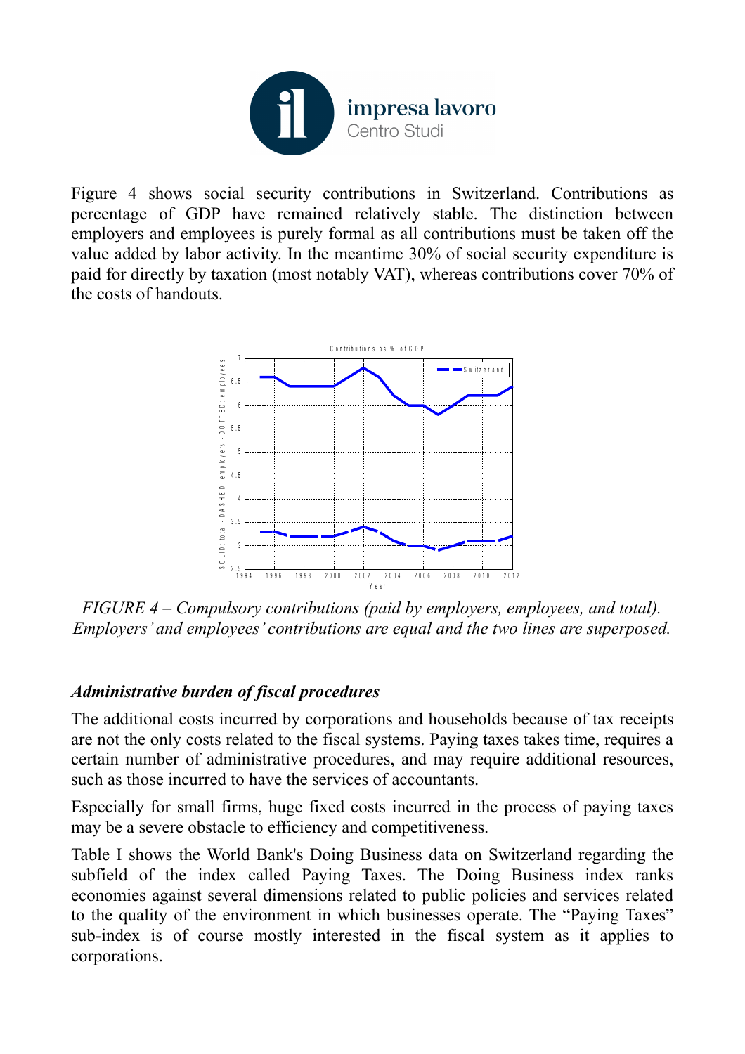Figure 4 shows social security contributions in Switzerland. Contributions as percentage of GDP have remained relatively stable. The distinction between employers and employees is purely formal as all contributions must be taken off the value added by labor activity. In the meantime 30% of social security expenditure is paid for directly by taxation (most notably VAT), whereas contributions cover 70% of the costs of handouts.

*FIGURE 4 – Compulsory contributions (paid by employers, employees, and total). Employers' and employees' contributions are equal and the two lines are superposed.*

### *Administrative burden of fiscal procedures*

The additional costs incurred by corporations and households because of tax receipts are not the only costs related to the fiscal systems. Paying taxes takes time, requires a certain number of administrative procedures, and may require additional resources, such as those incurred to have the services of accountants.

Especially for small firms, huge fixed costs incurred in the process of paying taxes may be a severe obstacle to efficiency and competitiveness.

Table I shows the World Bank's Doing Business data on Switzerland regarding the subfield of the index called Paying Taxes. The Doing Business index ranks economies against several dimensions related to public policies and services related to the quality of the environment in which businesses operate. The "Paying Taxes" sub-index is of course mostly interested in the fiscal system as it applies to corporations.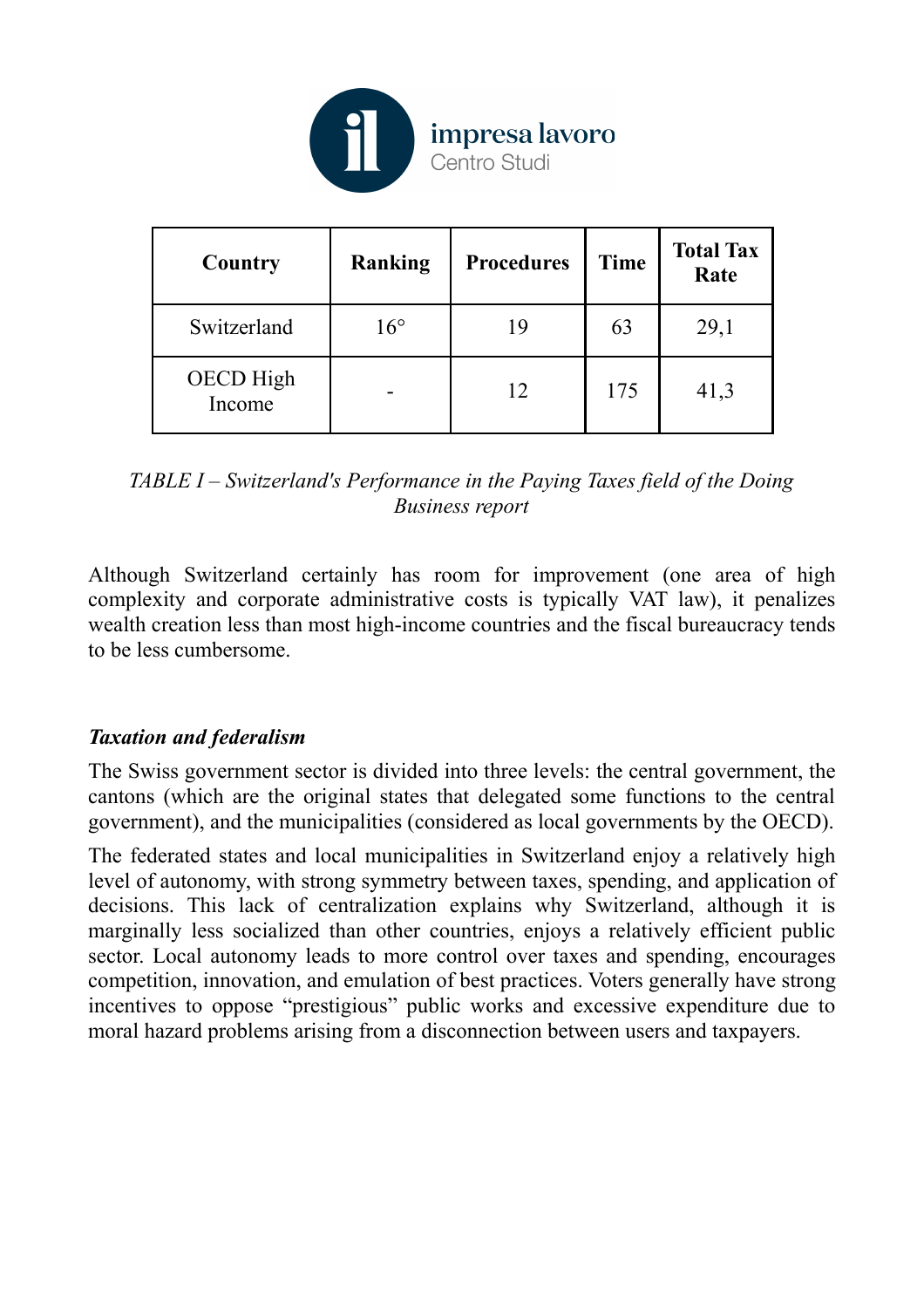| Country | Ranking | Procedures | Time | Total Tax Rate |
|---|---|---|---|---|
| Switzerland | 16° | 19 | 63 | 29,1 |
| OECD High Income | - | 12 | 175 | 41,3 |

*TABLE I – Switzerland's Performance in the Paying Taxes field of the Doing Business report*

Although Switzerland certainly has room for improvement (one area of high complexity and corporate administrative costs is typically VAT law), it penalizes wealth creation less than most high-income countries and the fiscal bureaucracy tends to be less cumbersome.

***Taxation and federalism***

The Swiss government sector is divided into three levels: the central government, the cantons (which are the original states that delegated some functions to the central government), and the municipalities (considered as local governments by the OECD).

The federated states and local municipalities in Switzerland enjoy a relatively high level of autonomy, with strong symmetry between taxes, spending, and application of decisions. This lack of centralization explains why Switzerland, although it is marginally less socialized than other countries, enjoys a relatively efficient public sector. Local autonomy leads to more control over taxes and spending, encourages competition, innovation, and emulation of best practices. Voters generally have strong incentives to oppose "prestigious" public works and excessive expenditure due to moral hazard problems arising from a disconnection between users and taxpayers.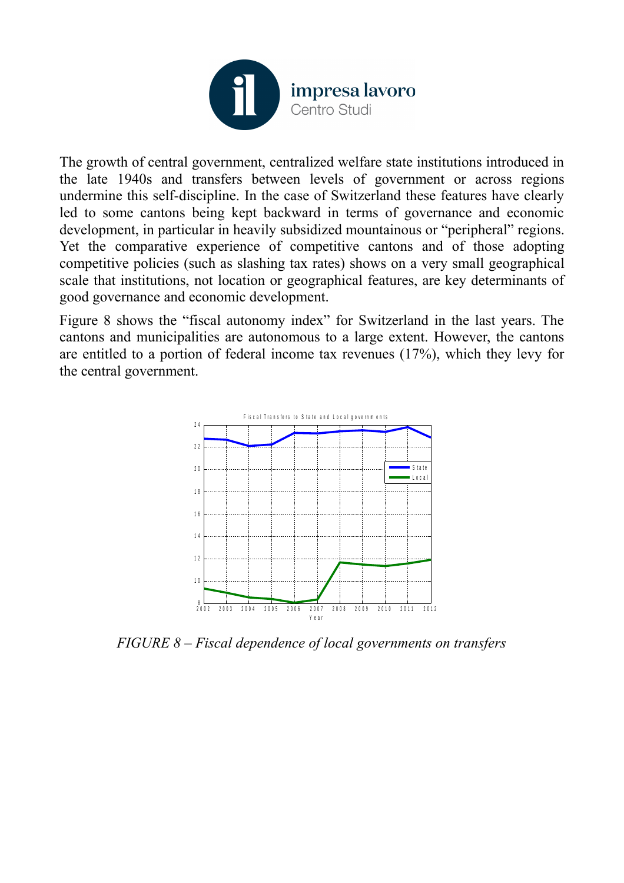The growth of central government, centralized welfare state institutions introduced in the late 1940s and transfers between levels of government or across regions undermine this self-discipline. In the case of Switzerland these features have clearly led to some cantons being kept backward in terms of governance and economic development, in particular in heavily subsidized mountainous or "peripheral" regions. Yet the comparative experience of competitive cantons and of those adopting competitive policies (such as slashing tax rates) shows on a very small geographical scale that institutions, not location or geographical features, are key determinants of good governance and economic development.

Figure 8 shows the "fiscal autonomy index" for Switzerland in the last years. The cantons and municipalities are autonomous to a large extent. However, the cantons are entitled to a portion of federal income tax revenues (17%), which they levy for the central government.

*FIGURE 8 – Fiscal dependence of local governments on transfers*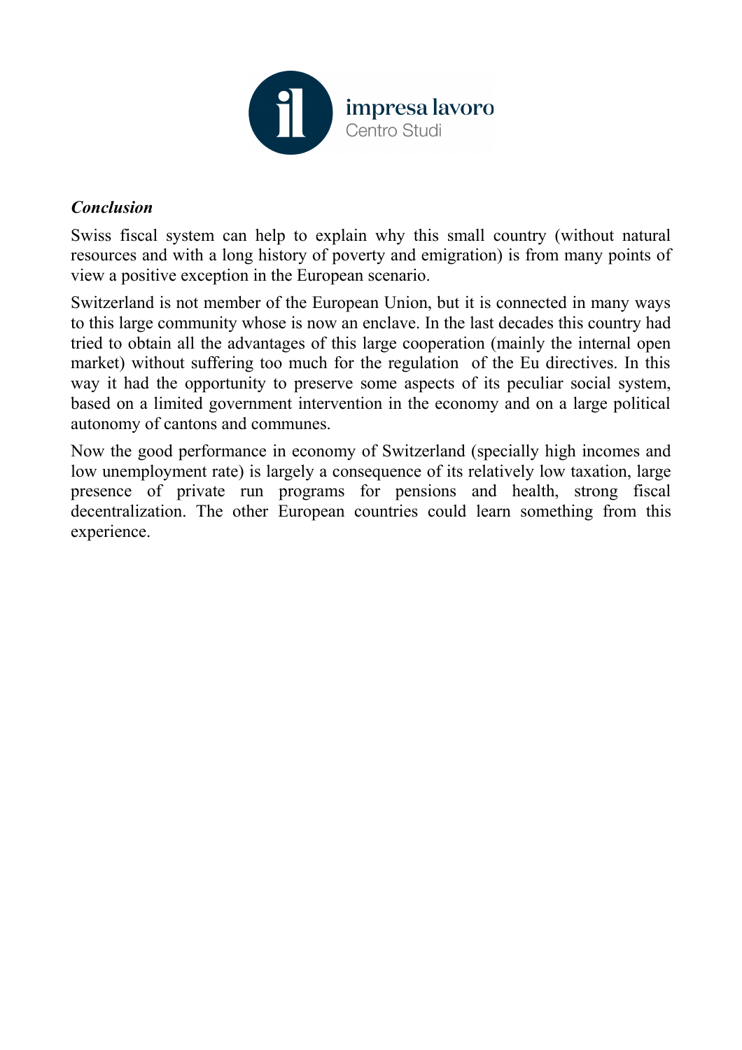***Conclusion***

Swiss fiscal system can help to explain why this small country (without natural resources and with a long history of poverty and emigration) is from many points of view a positive exception in the European scenario.

Switzerland is not member of the European Union, but it is connected in many ways to this large community whose is now an enclave. In the last decades this country had tried to obtain all the advantages of this large cooperation (mainly the internal open market) without suffering too much for the regulation of the Eu directives. In this way it had the opportunity to preserve some aspects of its peculiar social system, based on a limited government intervention in the economy and on a large political autonomy of cantons and communes.

Now the good performance in economy of Switzerland (specially high incomes and low unemployment rate) is largely a consequence of its relatively low taxation, large presence of private run programs for pensions and health, strong fiscal decentralization. The other European countries could learn something from this experience.